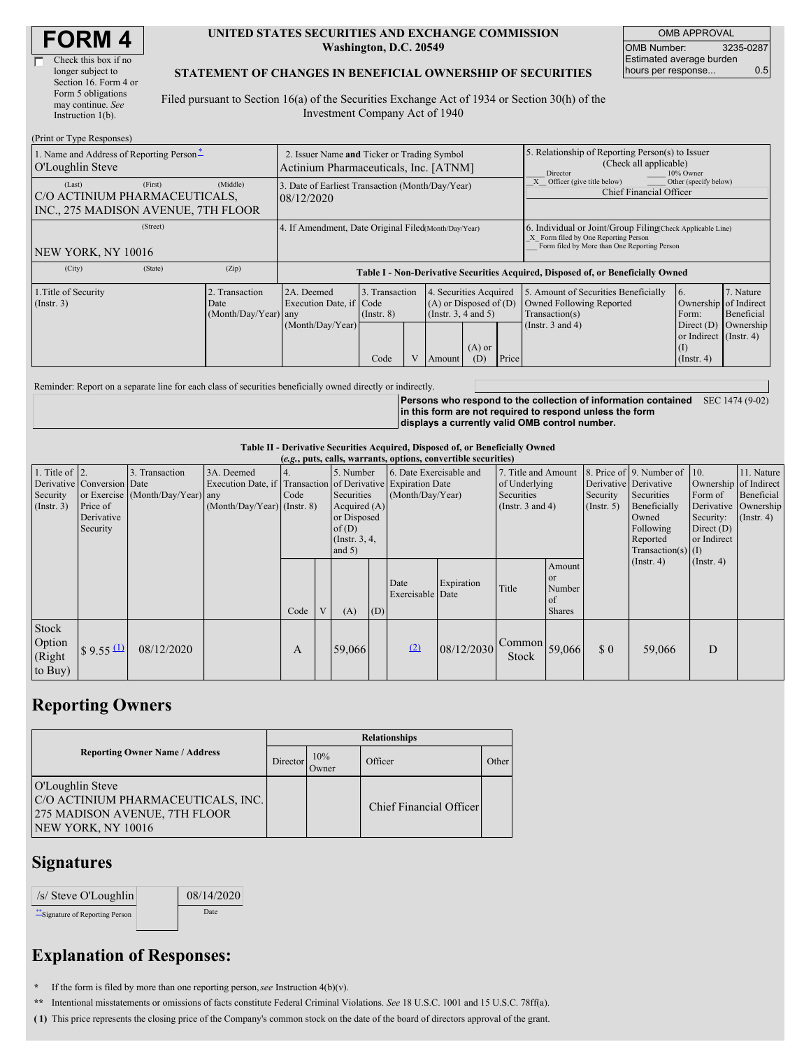# FORM 4

☐ Check this box if no longer subject to Section 16. Form 4 or Form 5 obligations may continue. *See* Instruction 1(b).

**UNITED STATES SECURITIES AND EXCHANGE COMMISSION**
**Washington, D.C. 20549**

**STATEMENT OF CHANGES IN BENEFICIAL OWNERSHIP OF SECURITIES**

Filed pursuant to Section 16(a) of the Securities Exchange Act of 1934 or Section 30(h) of the Investment Company Act of 1940

| OMB APPROVAL | |
|---|---|
| OMB Number: | 3235-0287 |
| Estimated average burden hours per response... | 0.5 |

(Print or Type Responses)

| | | |
|---|---|---|
| 1. Name and Address of Reporting Person[*] O'Loughlin Steve | 2. Issuer Name **and** Ticker or Trading Symbol Actinium Pharmaceuticals, Inc. [ATNM] | 5. Relationship of Reporting Person(s) to Issuer (Check all applicable) ___ Director ___ 10% Owner _X_ Officer (give title below) ___ Other (specify below) Chief Financial Officer |
| (Last) (First) (Middle) C/O ACTINIUM PHARMACEUTICALS, INC., 275 MADISON AVENUE, 7TH FLOOR | 3. Date of Earliest Transaction (Month/Day/Year) 08/12/2020 | |
| (Street) NEW YORK, NY 10016 | 4. If Amendment, Date Original Filed(Month/Day/Year) | 6. Individual or Joint/Group Filing(Check Applicable Line) _X_ Form filed by One Reporting Person ___ Form filed by More than One Reporting Person |
| (City) (State) (Zip) | | |

**Table I - Non-Derivative Securities Acquired, Disposed of, or Beneficially Owned**

| 1.Title of Security (Instr. 3) | 2. Transaction Date (Month/Day/Year) | 2A. Deemed Execution Date, if any (Month/Day/Year) | 3. Transaction Code (Instr. 8) | | 4. Securities Acquired (A) or Disposed of (D) (Instr. 3, 4 and 5) | | | 5. Amount of Securities Beneficially Owned Following Reported Transaction(s) (Instr. 3 and 4) | 6. Ownership Form: Direct (D) or Indirect (I) (Instr. 4) | 7. Nature of Indirect Beneficial Ownership (Instr. 4) |
|---|---|---|---|---|---|---|---|---|---|---|
| | | | Code | V | Amount | (A) or (D) | Price | | | |

Reminder: Report on a separate line for each class of securities beneficially owned directly or indirectly.

**Persons who respond to the collection of information contained in this form are not required to respond unless the form displays a currently valid OMB control number.** SEC 1474 (9-02)

**Table II - Derivative Securities Acquired, Disposed of, or Beneficially Owned**
***(e.g., puts, calls, warrants, options, convertible securities)***

| 1. Title of Derivative Security (Instr. 3) | 2. Conversion or Exercise Price of Derivative Security | 3. Transaction Date (Month/Day/Year) | 3A. Deemed Execution Date, if any (Month/Day/Year) | 4. Transaction Code (Instr. 8) | | 5. Number of Derivative Securities Acquired (A) or Disposed of (D) (Instr. 3, 4, and 5) | | 6. Date Exercisable and Expiration Date (Month/Day/Year) | | 7. Title and Amount of Underlying Securities (Instr. 3 and 4) | | 8. Price of Derivative Security (Instr. 5) | 9. Number of Derivative Securities Beneficially Owned Following Reported Transaction(s) (Instr. 4) | 10. Ownership Form of Derivative Security: Direct (D) or Indirect (I) (Instr. 4) | 11. Nature of Indirect Beneficial Ownership (Instr. 4) |
|---|---|---|---|---|---|---|---|---|---|---|---|---|---|---|---|
| | | | | Code | V | (A) | (D) | Date Exercisable | Expiration Date | Title | Amount or Number of Shares | | | | |
| Stock Option (Right to Buy) | $ 9.55 [(1)] | 08/12/2020 | | A | | 59,066 | | [(2)] | 08/12/2030 | Common Stock | 59,066 | $ 0 | 59,066 | D | |

## Reporting Owners

| Reporting Owner Name / Address | Relationships | | | |
|---|---|---|---|---|
| | Director | 10% Owner | Officer | Other |
| O'Loughlin Steve C/O ACTINIUM PHARMACEUTICALS, INC. 275 MADISON AVENUE, 7TH FLOOR NEW YORK, NY 10016 | | | Chief Financial Officer | |

## Signatures

| /s/ Steve O'Loughlin | 08/14/2020 |
|---|---|
| [**]Signature of Reporting Person | Date |

## Explanation of Responses:

\* If the form is filed by more than one reporting person, *see* Instruction 4(b)(v).

\** Intentional misstatements or omissions of facts constitute Federal Criminal Violations. *See* 18 U.S.C. 1001 and 15 U.S.C. 78ff(a).

**( 1)** This price represents the closing price of the Company's common stock on the date of the board of directors approval of the grant.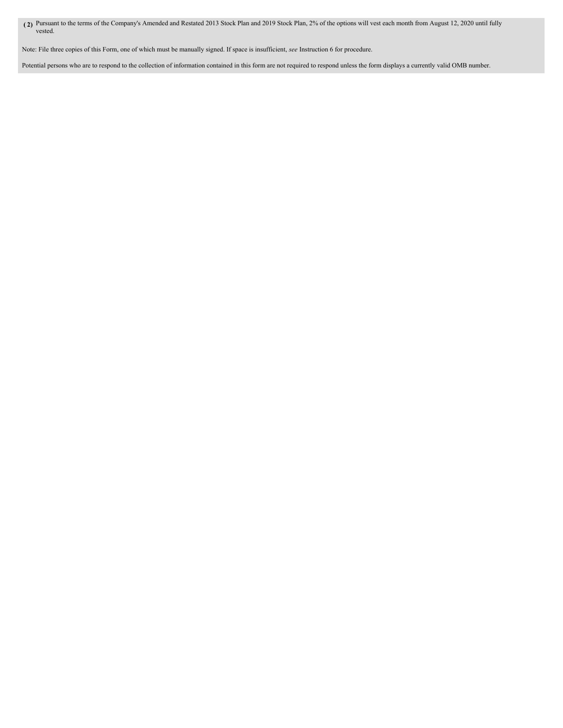(2) Pursuant to the terms of the Company's Amended and Restated 2013 Stock Plan and 2019 Stock Plan, 2% of the options will vest each month from August 12, 2020 until fully vested.

Note: File three copies of this Form, one of which must be manually signed. If space is insufficient, *see* Instruction 6 for procedure.

Potential persons who are to respond to the collection of information contained in this form are not required to respond unless the form displays a currently valid OMB number.